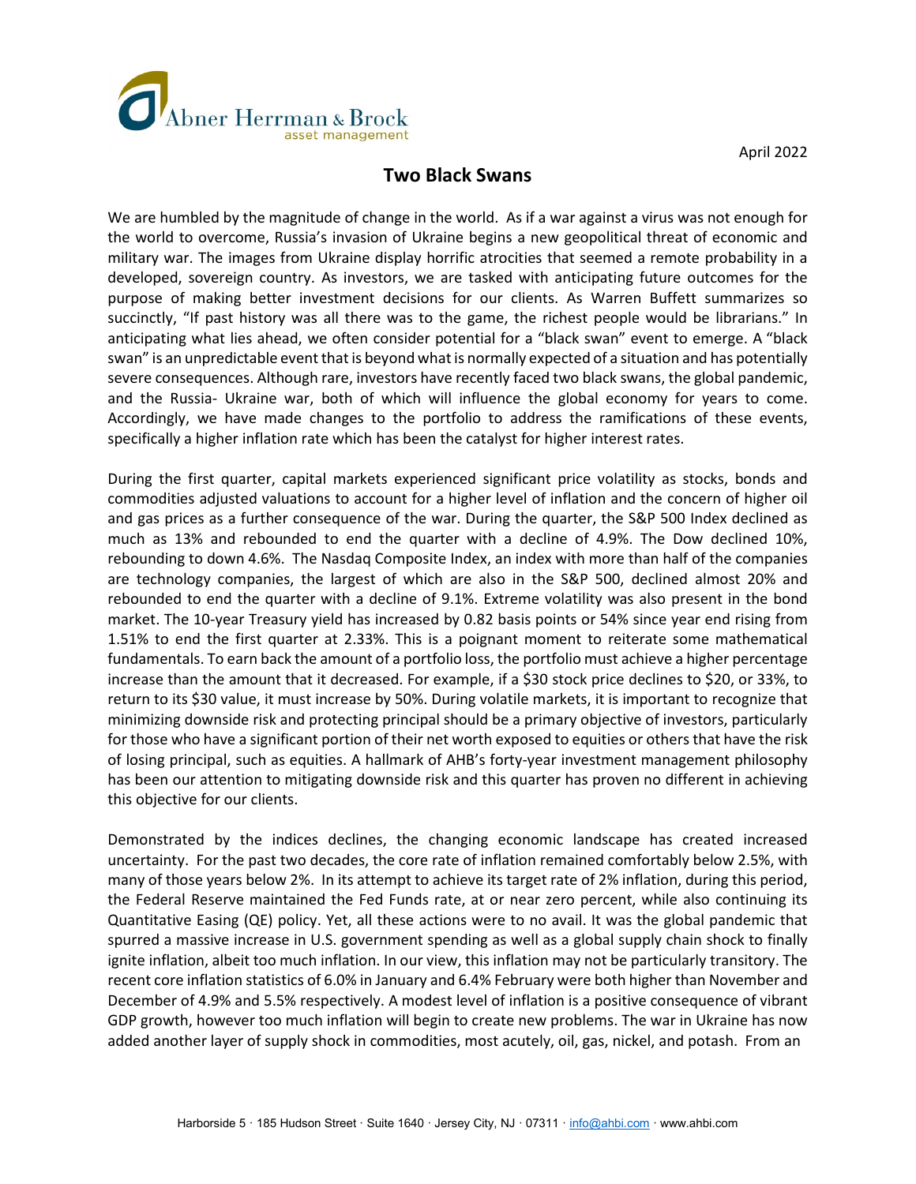Abner Herrman & Brock
asset management

April 2022

## Two Black Swans

We are humbled by the magnitude of change in the world. As if a war against a virus was not enough for the world to overcome, Russia's invasion of Ukraine begins a new geopolitical threat of economic and military war. The images from Ukraine display horrific atrocities that seemed a remote probability in a developed, sovereign country. As investors, we are tasked with anticipating future outcomes for the purpose of making better investment decisions for our clients. As Warren Buffett summarizes so succinctly, "If past history was all there was to the game, the richest people would be librarians." In anticipating what lies ahead, we often consider potential for a "black swan" event to emerge. A "black swan" is an unpredictable event that is beyond what is normally expected of a situation and has potentially severe consequences. Although rare, investors have recently faced two black swans, the global pandemic, and the Russia- Ukraine war, both of which will influence the global economy for years to come. Accordingly, we have made changes to the portfolio to address the ramifications of these events, specifically a higher inflation rate which has been the catalyst for higher interest rates.

During the first quarter, capital markets experienced significant price volatility as stocks, bonds and commodities adjusted valuations to account for a higher level of inflation and the concern of higher oil and gas prices as a further consequence of the war. During the quarter, the S&P 500 Index declined as much as 13% and rebounded to end the quarter with a decline of 4.9%. The Dow declined 10%, rebounding to down 4.6%. The Nasdaq Composite Index, an index with more than half of the companies are technology companies, the largest of which are also in the S&P 500, declined almost 20% and rebounded to end the quarter with a decline of 9.1%. Extreme volatility was also present in the bond market. The 10-year Treasury yield has increased by 0.82 basis points or 54% since year end rising from 1.51% to end the first quarter at 2.33%. This is a poignant moment to reiterate some mathematical fundamentals. To earn back the amount of a portfolio loss, the portfolio must achieve a higher percentage increase than the amount that it decreased. For example, if a $30 stock price declines to $20, or 33%, to return to its $30 value, it must increase by 50%. During volatile markets, it is important to recognize that minimizing downside risk and protecting principal should be a primary objective of investors, particularly for those who have a significant portion of their net worth exposed to equities or others that have the risk of losing principal, such as equities. A hallmark of AHB's forty-year investment management philosophy has been our attention to mitigating downside risk and this quarter has proven no different in achieving this objective for our clients.

Demonstrated by the indices declines, the changing economic landscape has created increased uncertainty. For the past two decades, the core rate of inflation remained comfortably below 2.5%, with many of those years below 2%. In its attempt to achieve its target rate of 2% inflation, during this period, the Federal Reserve maintained the Fed Funds rate, at or near zero percent, while also continuing its Quantitative Easing (QE) policy. Yet, all these actions were to no avail. It was the global pandemic that spurred a massive increase in U.S. government spending as well as a global supply chain shock to finally ignite inflation, albeit too much inflation. In our view, this inflation may not be particularly transitory. The recent core inflation statistics of 6.0% in January and 6.4% February were both higher than November and December of 4.9% and 5.5% respectively. A modest level of inflation is a positive consequence of vibrant GDP growth, however too much inflation will begin to create new problems. The war in Ukraine has now added another layer of supply shock in commodities, most acutely, oil, gas, nickel, and potash. From an

Harborside 5 · 185 Hudson Street · Suite 1640 · Jersey City, NJ · 07311 · info@ahbi.com · www.ahbi.com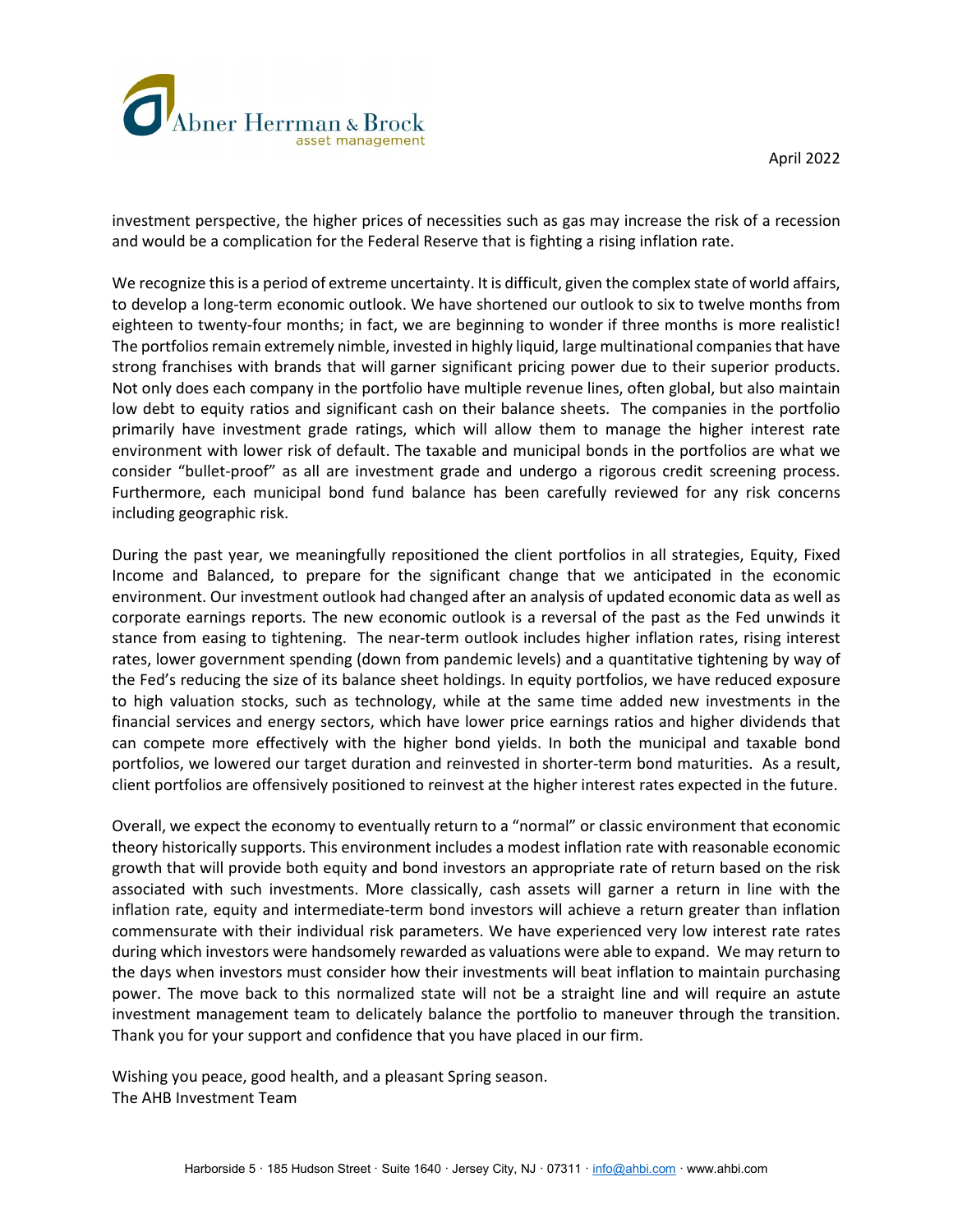investment perspective, the higher prices of necessities such as gas may increase the risk of a recession and would be a complication for the Federal Reserve that is fighting a rising inflation rate.

We recognize this is a period of extreme uncertainty. It is difficult, given the complex state of world affairs, to develop a long-term economic outlook. We have shortened our outlook to six to twelve months from eighteen to twenty-four months; in fact, we are beginning to wonder if three months is more realistic! The portfolios remain extremely nimble, invested in highly liquid, large multinational companies that have strong franchises with brands that will garner significant pricing power due to their superior products. Not only does each company in the portfolio have multiple revenue lines, often global, but also maintain low debt to equity ratios and significant cash on their balance sheets. The companies in the portfolio primarily have investment grade ratings, which will allow them to manage the higher interest rate environment with lower risk of default. The taxable and municipal bonds in the portfolios are what we consider "bullet-proof" as all are investment grade and undergo a rigorous credit screening process. Furthermore, each municipal bond fund balance has been carefully reviewed for any risk concerns including geographic risk.

During the past year, we meaningfully repositioned the client portfolios in all strategies, Equity, Fixed Income and Balanced, to prepare for the significant change that we anticipated in the economic environment. Our investment outlook had changed after an analysis of updated economic data as well as corporate earnings reports. The new economic outlook is a reversal of the past as the Fed unwinds it stance from easing to tightening. The near-term outlook includes higher inflation rates, rising interest rates, lower government spending (down from pandemic levels) and a quantitative tightening by way of the Fed's reducing the size of its balance sheet holdings. In equity portfolios, we have reduced exposure to high valuation stocks, such as technology, while at the same time added new investments in the financial services and energy sectors, which have lower price earnings ratios and higher dividends that can compete more effectively with the higher bond yields. In both the municipal and taxable bond portfolios, we lowered our target duration and reinvested in shorter-term bond maturities. As a result, client portfolios are offensively positioned to reinvest at the higher interest rates expected in the future.

Overall, we expect the economy to eventually return to a "normal" or classic environment that economic theory historically supports. This environment includes a modest inflation rate with reasonable economic growth that will provide both equity and bond investors an appropriate rate of return based on the risk associated with such investments. More classically, cash assets will garner a return in line with the inflation rate, equity and intermediate-term bond investors will achieve a return greater than inflation commensurate with their individual risk parameters. We have experienced very low interest rate rates during which investors were handsomely rewarded as valuations were able to expand. We may return to the days when investors must consider how their investments will beat inflation to maintain purchasing power. The move back to this normalized state will not be a straight line and will require an astute investment management team to delicately balance the portfolio to maneuver through the transition. Thank you for your support and confidence that you have placed in our firm.

Wishing you peace, good health, and a pleasant Spring season.
The AHB Investment Team